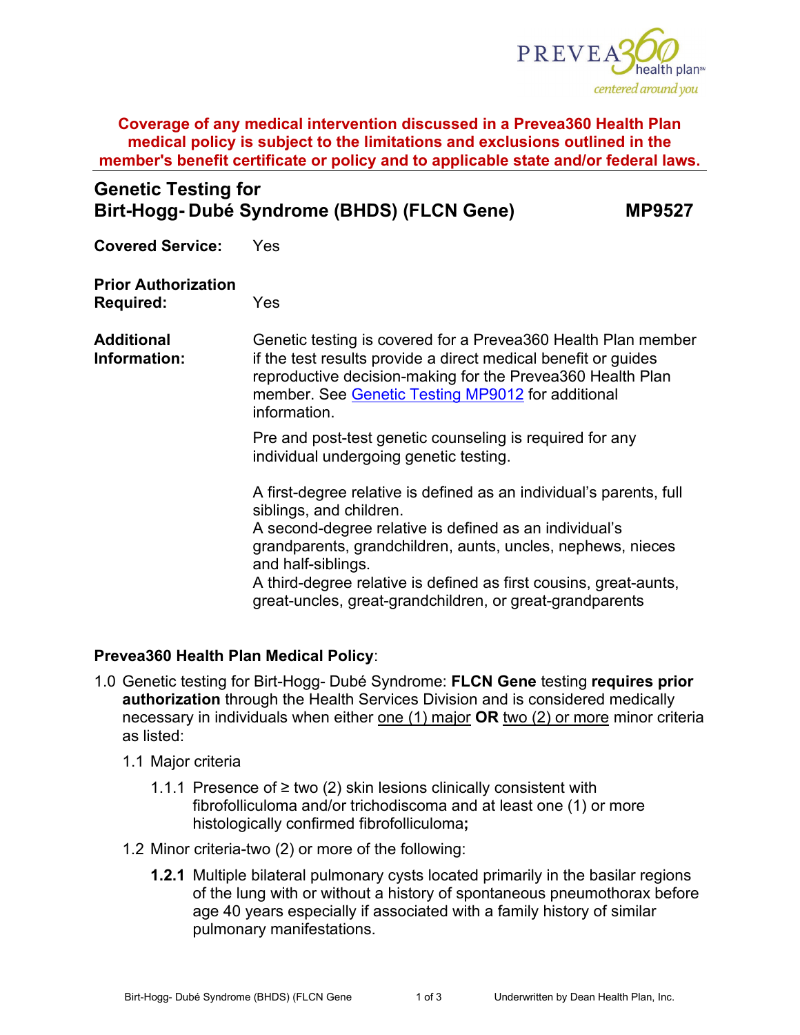**Coverage of any medical intervention discussed in a Prevea360 Health Plan medical policy is subject to the limitations and exclusions outlined in the member's benefit certificate or policy and to applicable state and/or federal laws.**

## Genetic Testing for Birt-Hogg- Dubé Syndrome (BHDS) (FLCN Gene) MP9527

**Covered Service:** Yes

**Prior Authorization Required:** Yes

**Additional Information:** Genetic testing is covered for a Prevea360 Health Plan member if the test results provide a direct medical benefit or guides reproductive decision-making for the Prevea360 Health Plan member. See [Genetic Testing MP9012]() for additional information.

Pre and post-test genetic counseling is required for any individual undergoing genetic testing.

A first-degree relative is defined as an individual's parents, full siblings, and children.
A second-degree relative is defined as an individual's grandparents, grandchildren, aunts, uncles, nephews, nieces and half-siblings.
A third-degree relative is defined as first cousins, great-aunts, great-uncles, great-grandchildren, or great-grandparents

**Prevea360 Health Plan Medical Policy**:

1.0 Genetic testing for Birt-Hogg- Dubé Syndrome: **FLCN Gene** testing **requires prior authorization** through the Health Services Division and is considered medically necessary in individuals when either one (1) major **OR** two (2) or more minor criteria as listed:

- 1.1 Major criteria
  - 1.1.1 Presence of ≥ two (2) skin lesions clinically consistent with fibrofolliculoma and/or trichodiscoma and at least one (1) or more histologically confirmed fibrofolliculoma**;**
- 1.2 Minor criteria-two (2) or more of the following:
  - **1.2.1** Multiple bilateral pulmonary cysts located primarily in the basilar regions of the lung with or without a history of spontaneous pneumothorax before age 40 years especially if associated with a family history of similar pulmonary manifestations.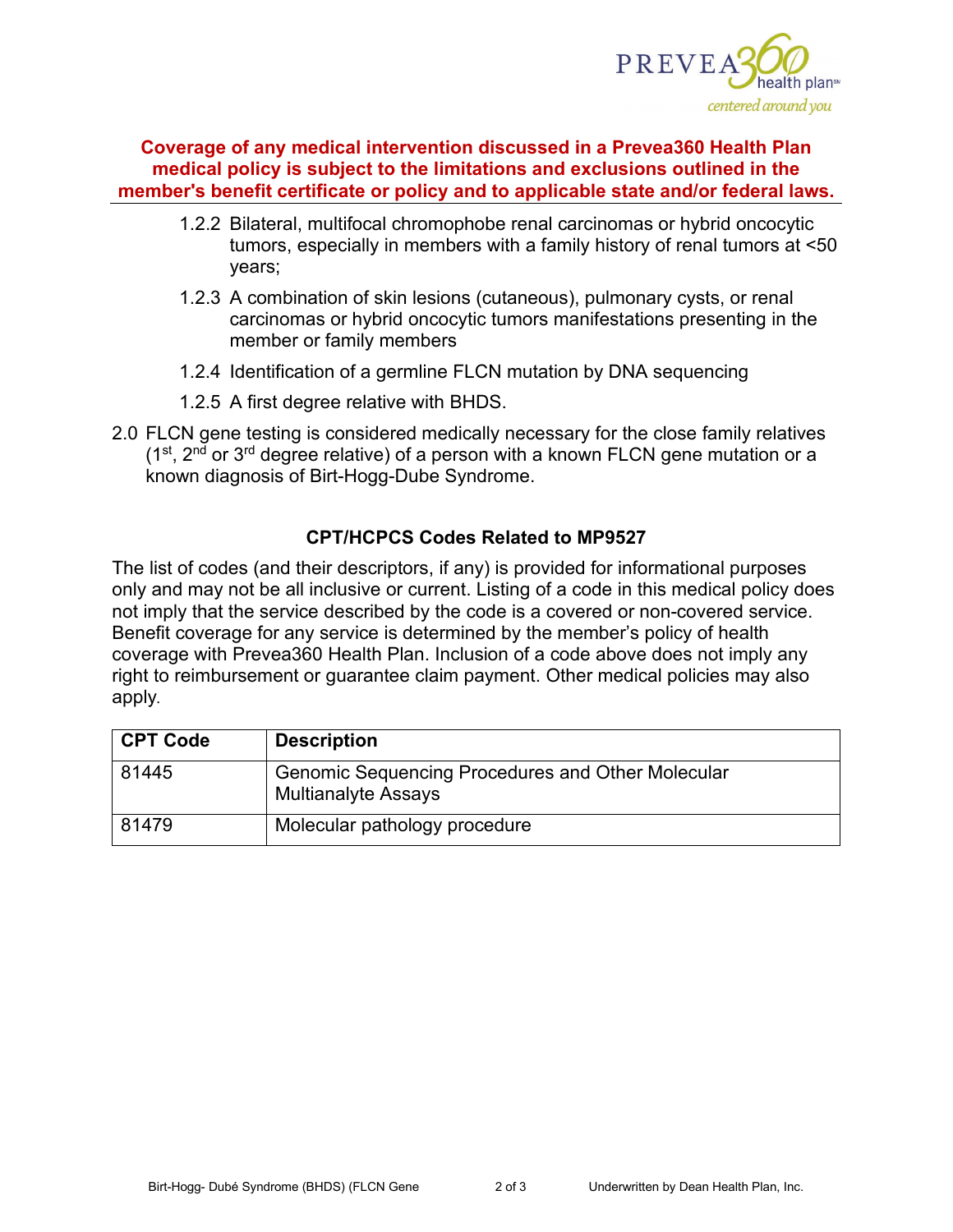**Coverage of any medical intervention discussed in a Prevea360 Health Plan medical policy is subject to the limitations and exclusions outlined in the member's benefit certificate or policy and to applicable state and/or federal laws.**

1.2.2 Bilateral, multifocal chromophobe renal carcinomas or hybrid oncocytic tumors, especially in members with a family history of renal tumors at <50 years;

1.2.3 A combination of skin lesions (cutaneous), pulmonary cysts, or renal carcinomas or hybrid oncocytic tumors manifestations presenting in the member or family members

1.2.4 Identification of a germline FLCN mutation by DNA sequencing

1.2.5 A first degree relative with BHDS.

2.0 FLCN gene testing is considered medically necessary for the close family relatives (1st, 2nd or 3rd degree relative) of a person with a known FLCN gene mutation or a known diagnosis of Birt-Hogg-Dube Syndrome.

### CPT/HCPCS Codes Related to MP9527

The list of codes (and their descriptors, if any) is provided for informational purposes only and may not be all inclusive or current. Listing of a code in this medical policy does not imply that the service described by the code is a covered or non-covered service. Benefit coverage for any service is determined by the member's policy of health coverage with Prevea360 Health Plan. Inclusion of a code above does not imply any right to reimbursement or guarantee claim payment. Other medical policies may also apply.

| CPT Code | Description |
|---|---|
| 81445 | Genomic Sequencing Procedures and Other Molecular Multianalyte Assays |
| 81479 | Molecular pathology procedure |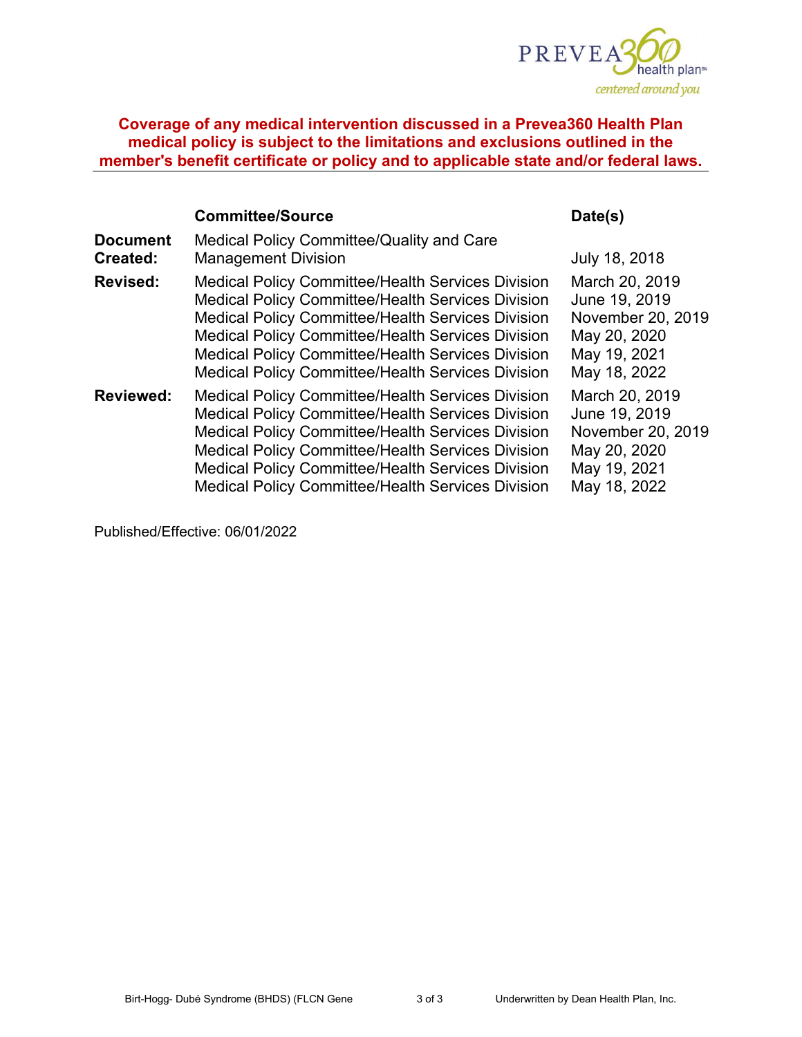**Coverage of any medical intervention discussed in a Prevea360 Health Plan medical policy is subject to the limitations and exclusions outlined in the member's benefit certificate or policy and to applicable state and/or federal laws.**

| | Committee/Source | Date(s) |
|---|---|---|
| **Document Created:** | Medical Policy Committee/Quality and Care Management Division | July 18, 2018 |
| **Revised:** | Medical Policy Committee/Health Services Division | March 20, 2019 |
| | Medical Policy Committee/Health Services Division | June 19, 2019 |
| | Medical Policy Committee/Health Services Division | November 20, 2019 |
| | Medical Policy Committee/Health Services Division | May 20, 2020 |
| | Medical Policy Committee/Health Services Division | May 19, 2021 |
| | Medical Policy Committee/Health Services Division | May 18, 2022 |
| **Reviewed:** | Medical Policy Committee/Health Services Division | March 20, 2019 |
| | Medical Policy Committee/Health Services Division | June 19, 2019 |
| | Medical Policy Committee/Health Services Division | November 20, 2019 |
| | Medical Policy Committee/Health Services Division | May 20, 2020 |
| | Medical Policy Committee/Health Services Division | May 19, 2021 |
| | Medical Policy Committee/Health Services Division | May 18, 2022 |

Published/Effective: 06/01/2022